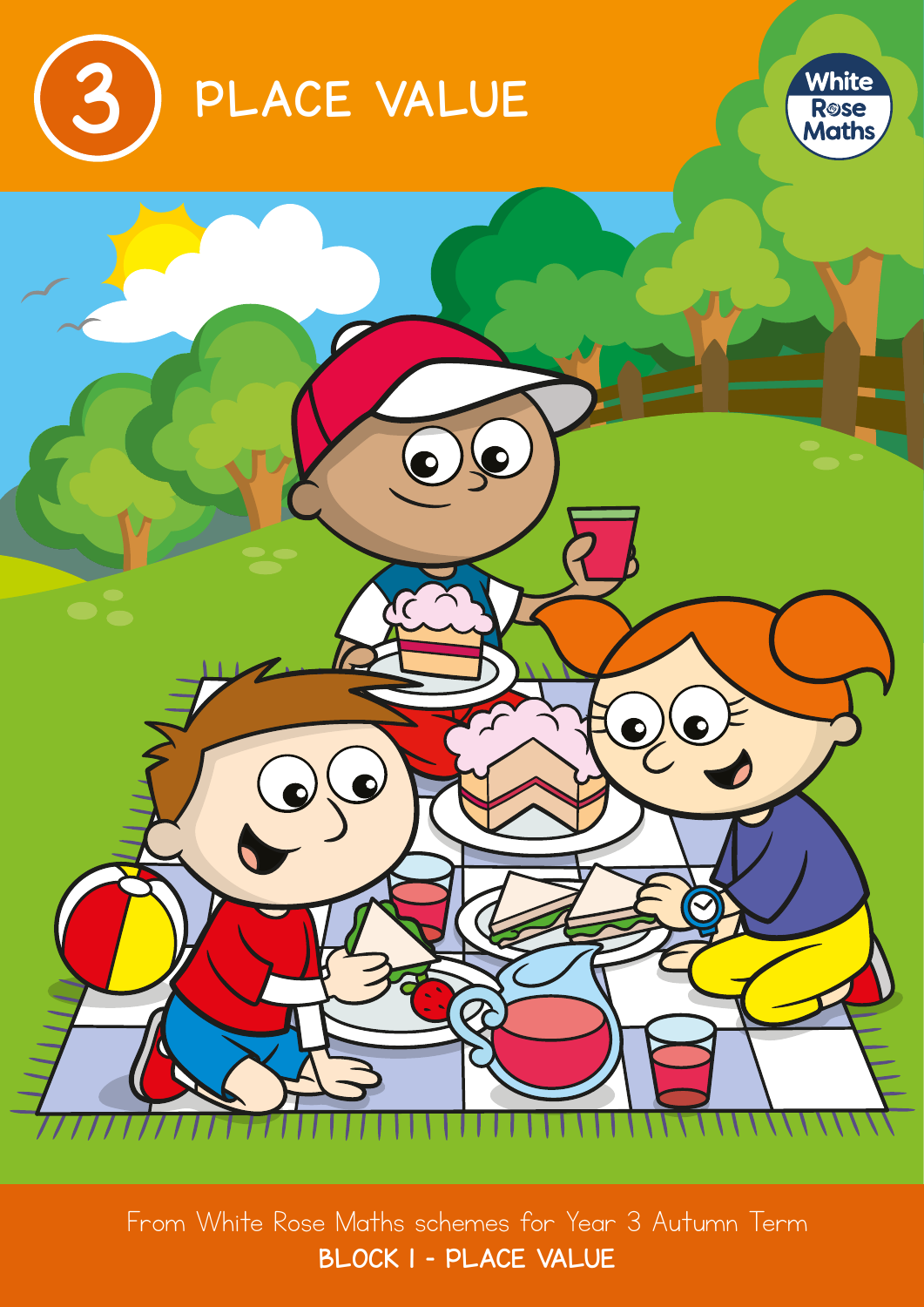# 3 PLACE VALUE

White Rose Maths

From White Rose Maths schemes for Year 3 Autumn Term

**BLOCK 1 - PLACE VALUE**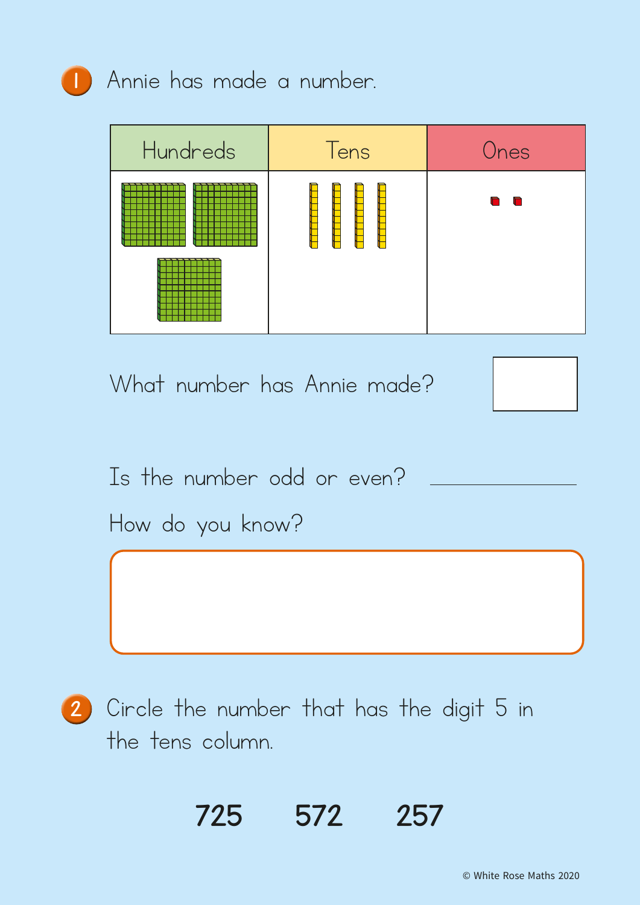**1** Annie has made a number.

| Hundreds | Tens | Ones |
| --- | --- | --- |
| | | |

What number has Annie made?

Is the number odd or even? ______________

How do you know?

**2** Circle the number that has the digit 5 in the tens column.

**725** **572** **257**

© White Rose Maths 2020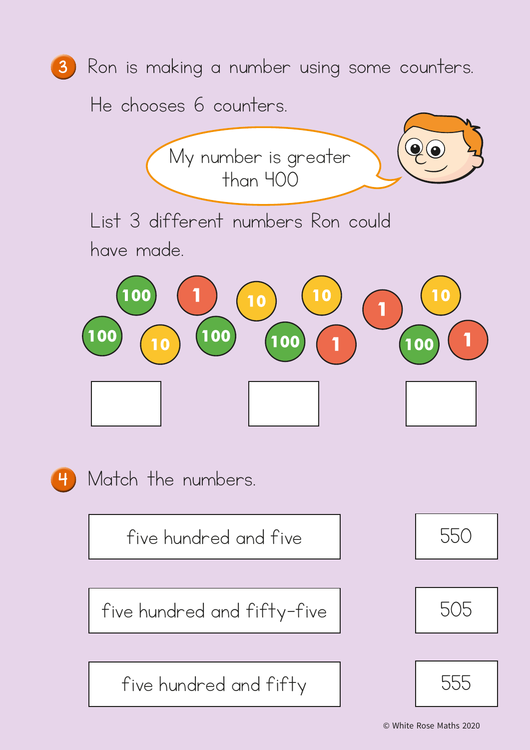3. Ron is making a number using some counters.

He chooses 6 counters.

My number is greater than 400

List 3 different numbers Ron could have made.

100 1 10 10 10 100 100 10 100 100 1 1 100 1

| | | |
|---|---|---|
| | | |

4. Match the numbers.

| | |
|---|---|
| five hundred and five | 550 |
| five hundred and fifty-five | 505 |
| five hundred and fifty | 555 |

© White Rose Maths 2020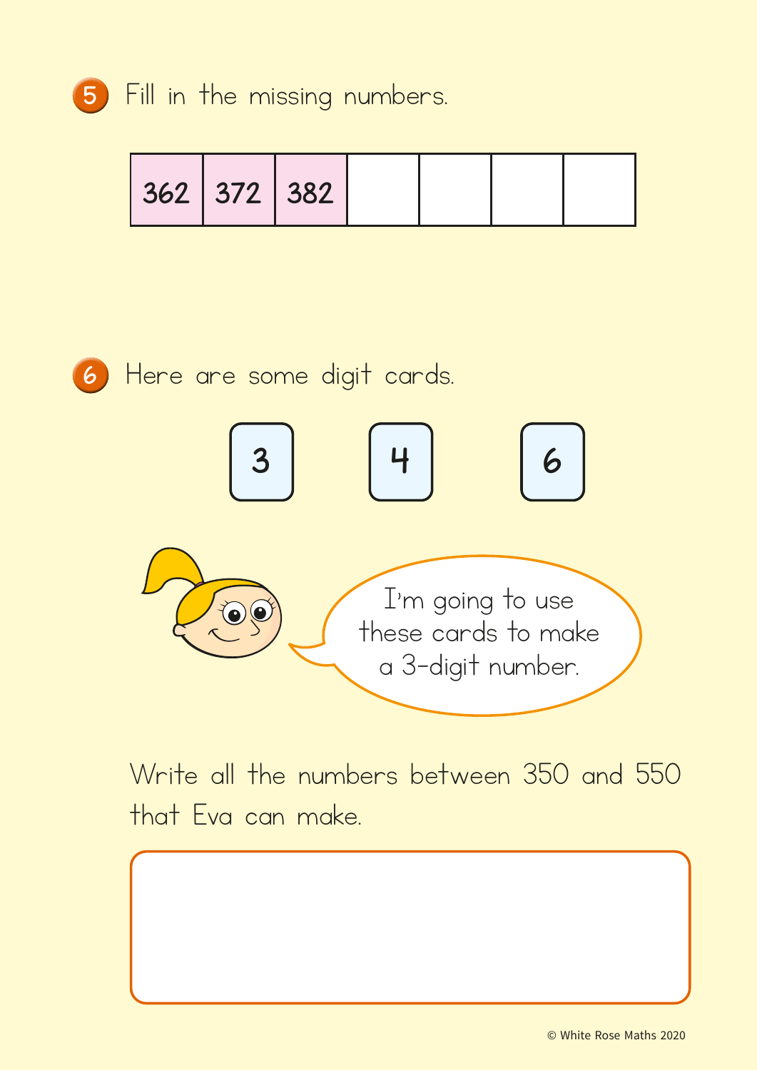5 Fill in the missing numbers.

| 362 | 372 | 382 | | | | |
|---|---|---|---|---|---|---|

6 Here are some digit cards.

3 4 6

I'm going to use these cards to make a 3-digit number.

Write all the numbers between 350 and 550 that Eva can make.

© White Rose Maths 2020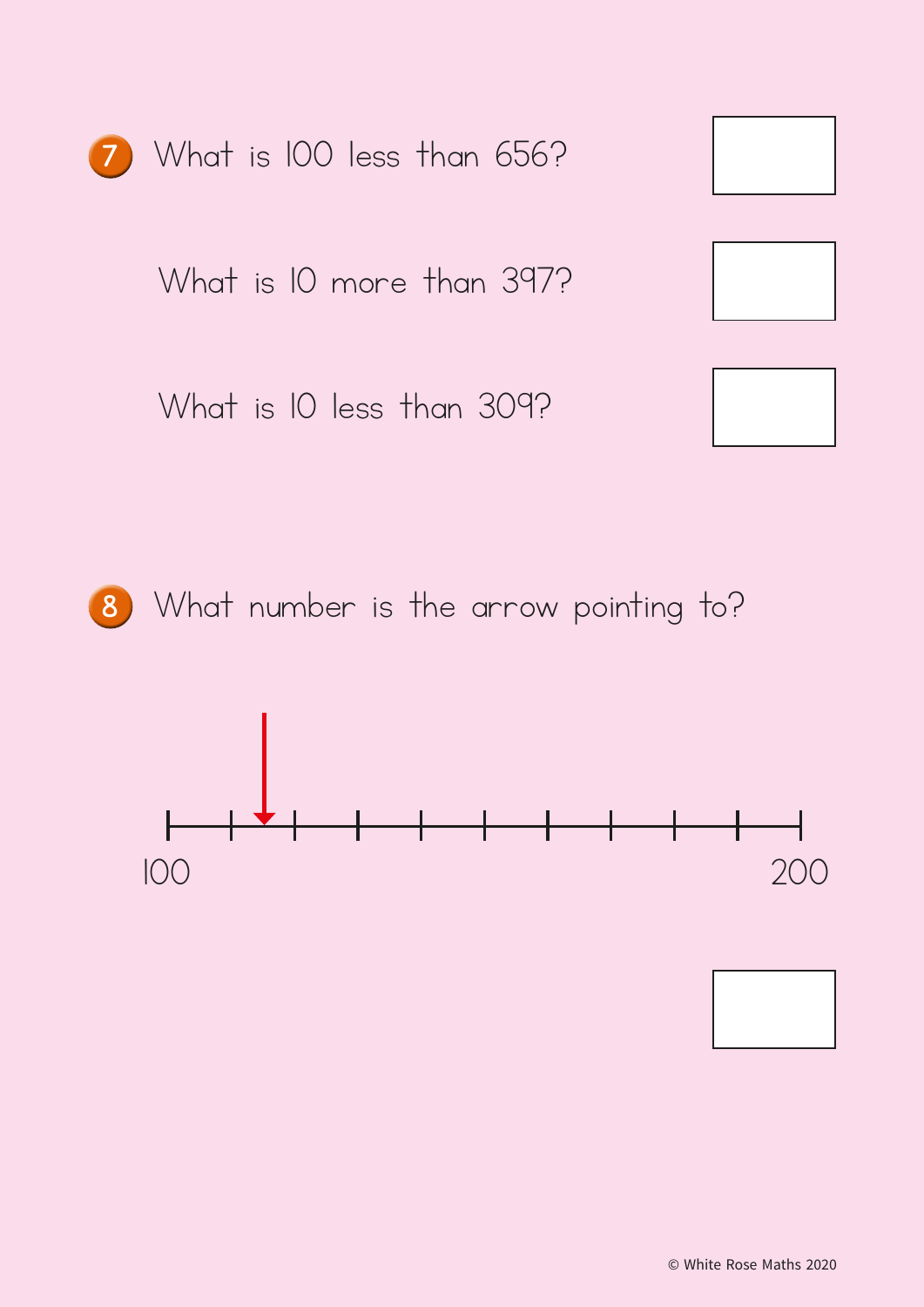7. What is 100 less than 656?

   What is 10 more than 397?

   What is 10 less than 309?

8. What number is the arrow pointing to?

100 &nbsp;&nbsp;&nbsp;&nbsp;&nbsp;&nbsp;&nbsp;&nbsp;&nbsp;&nbsp;&nbsp;&nbsp;&nbsp;&nbsp;&nbsp;&nbsp;&nbsp;&nbsp;&nbsp;&nbsp;&nbsp;&nbsp;&nbsp;&nbsp;&nbsp;&nbsp;&nbsp;&nbsp;&nbsp;&nbsp;&nbsp;&nbsp;&nbsp;&nbsp;&nbsp;&nbsp;&nbsp;&nbsp; 200

© White Rose Maths 2020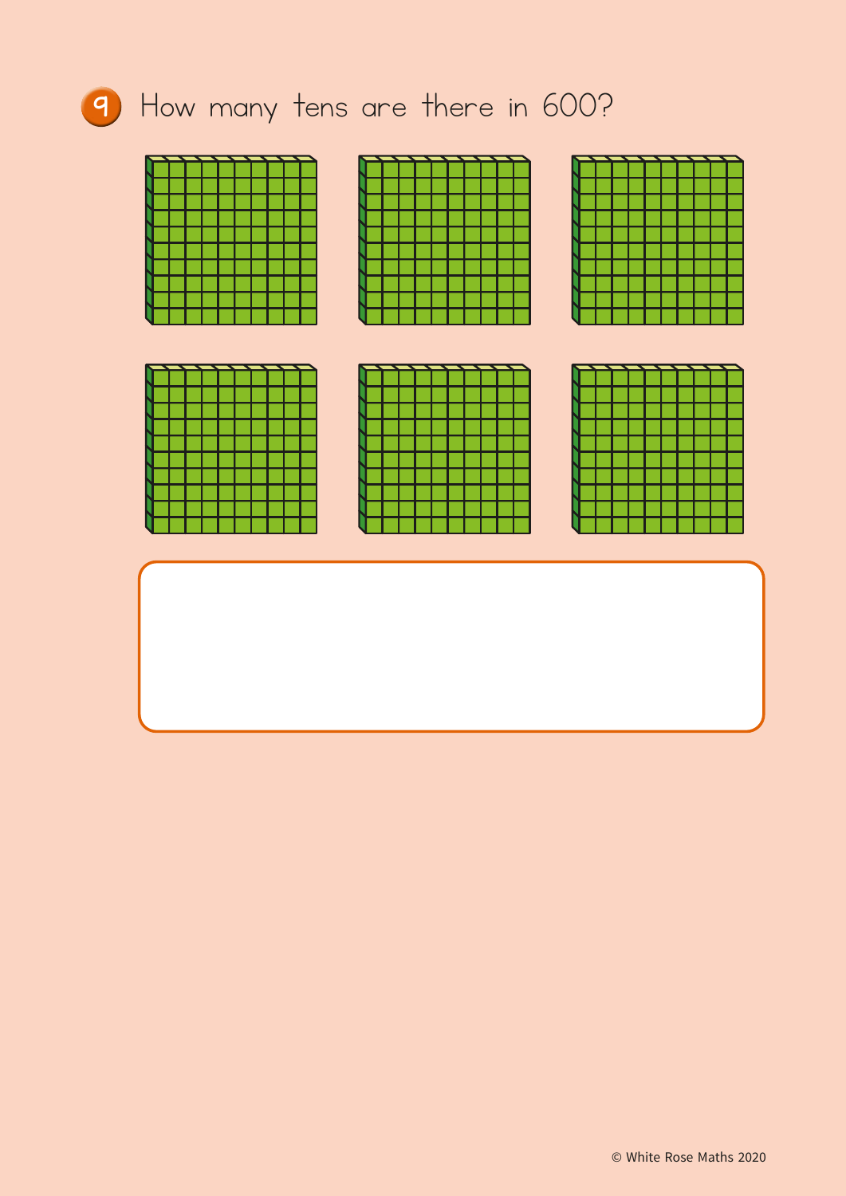9 How many tens are there in 600?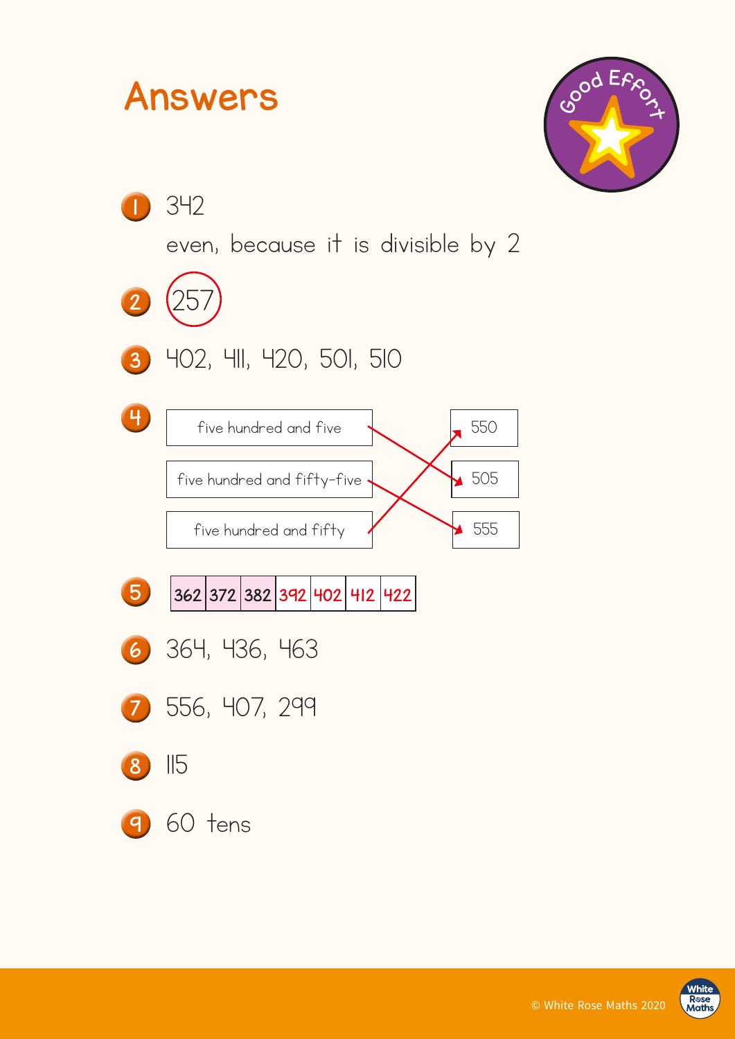# Answers

Good Effort

1. 342

   even, because it is divisible by 2

2. 257 (circled)

3. 402, 411, 420, 501, 510

4. five hundred and five → 505

   five hundred and fifty-five → 555

   five hundred and fifty → 550

5.

| | | | | | | |
|---|---|---|---|---|---|---|
| 362 | 372 | 382 | 392 | 402 | 412 | 422 |

6. 364, 436, 463

7. 556, 407, 299

8. 115

9. 60 tens

© White Rose Maths 2020